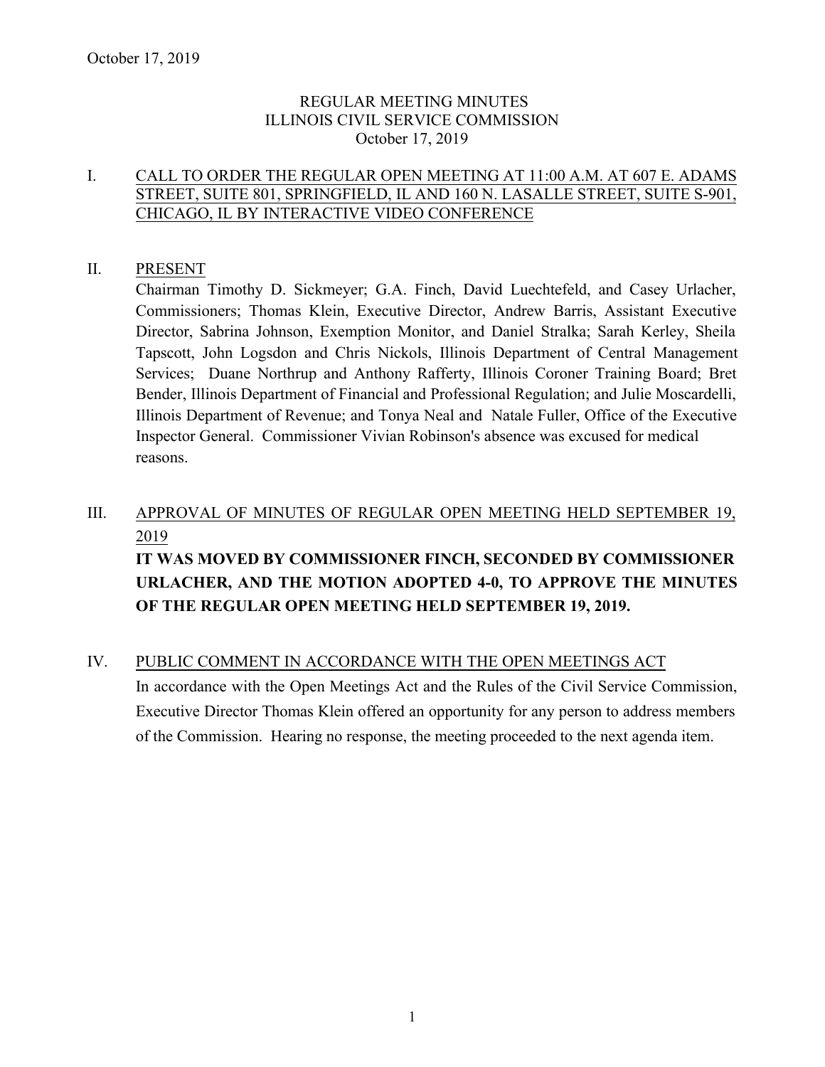# REGULAR MEETING MINUTES
# ILLINOIS CIVIL SERVICE COMMISSION
# October 17, 2019

## I. CALL TO ORDER THE REGULAR OPEN MEETING AT 11:00 A.M. AT 607 E. ADAMS STREET, SUITE 801, SPRINGFIELD, IL AND 160 N. LASALLE STREET, SUITE S-901, CHICAGO, IL BY INTERACTIVE VIDEO CONFERENCE

## II. PRESENT

Chairman Timothy D. Sickmeyer; G.A. Finch, David Luechtefeld, and Casey Urlacher, Commissioners; Thomas Klein, Executive Director, Andrew Barris, Assistant Executive Director, Sabrina Johnson, Exemption Monitor, and Daniel Stralka; Sarah Kerley, Sheila Tapscott, John Logsdon and Chris Nickols, Illinois Department of Central Management Services; Duane Northrup and Anthony Rafferty, Illinois Coroner Training Board; Bret Bender, Illinois Department of Financial and Professional Regulation; and Julie Moscardelli, Illinois Department of Revenue; and Tonya Neal and Natale Fuller, Office of the Executive Inspector General. Commissioner Vivian Robinson's absence was excused for medical reasons.

## III. APPROVAL OF MINUTES OF REGULAR OPEN MEETING HELD SEPTEMBER 19, 2019

**IT WAS MOVED BY COMMISSIONER FINCH, SECONDED BY COMMISSIONER URLACHER, AND THE MOTION ADOPTED 4-0, TO APPROVE THE MINUTES OF THE REGULAR OPEN MEETING HELD SEPTEMBER 19, 2019.**

## IV. PUBLIC COMMENT IN ACCORDANCE WITH THE OPEN MEETINGS ACT

In accordance with the Open Meetings Act and the Rules of the Civil Service Commission, Executive Director Thomas Klein offered an opportunity for any person to address members of the Commission. Hearing no response, the meeting proceeded to the next agenda item.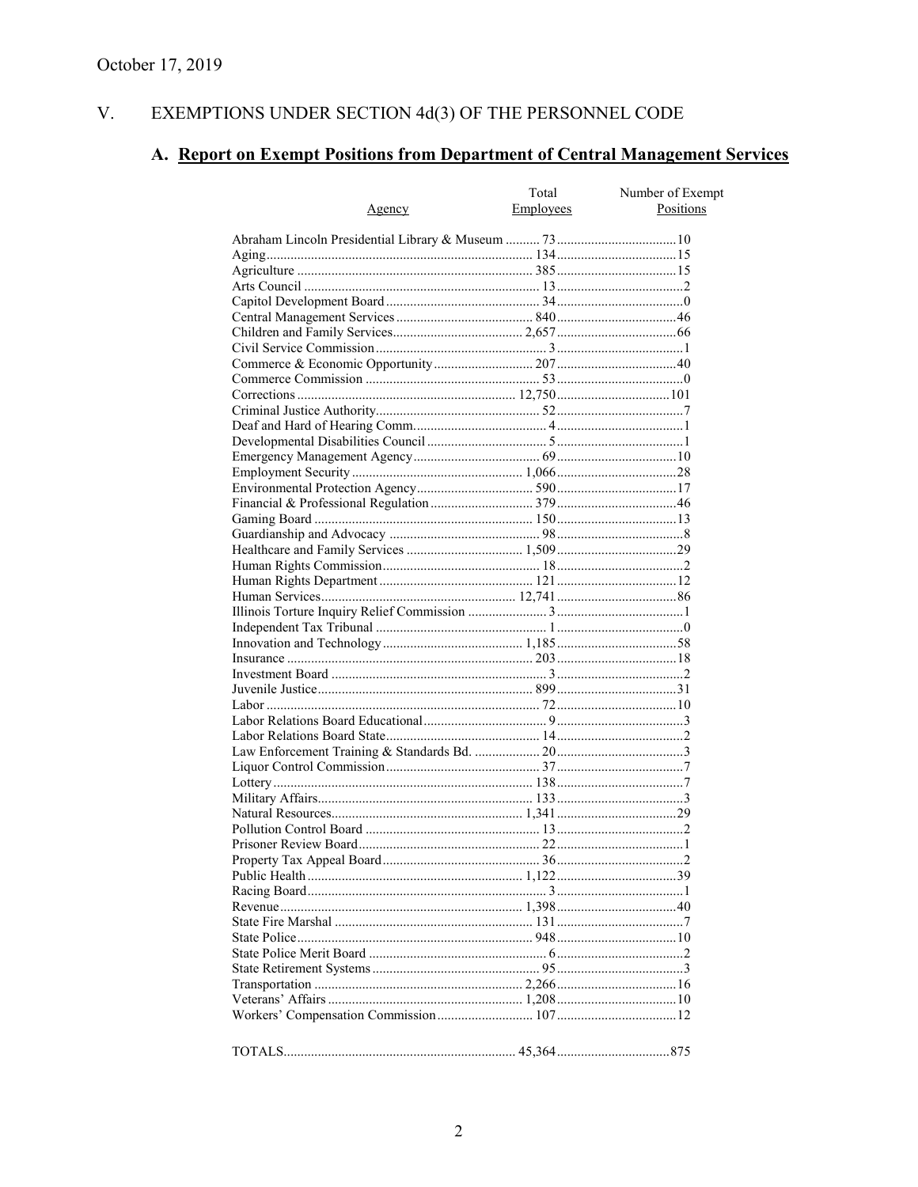October 17, 2019

## V. EXEMPTIONS UNDER SECTION 4d(3) OF THE PERSONNEL CODE

### A. Report on Exempt Positions from Department of Central Management Services

| Agency | Total Employees | Number of Exempt Positions |
|---|---|---|
| Abraham Lincoln Presidential Library & Museum | 73 | 10 |
| Aging | 134 | 15 |
| Agriculture | 385 | 15 |
| Arts Council | 13 | 2 |
| Capitol Development Board | 34 | 0 |
| Central Management Services | 840 | 46 |
| Children and Family Services | 2,657 | 66 |
| Civil Service Commission | 3 | 1 |
| Commerce & Economic Opportunity | 207 | 40 |
| Commerce Commission | 53 | 0 |
| Corrections | 12,750 | 101 |
| Criminal Justice Authority | 52 | 7 |
| Deaf and Hard of Hearing Comm. | 4 | 1 |
| Developmental Disabilities Council | 5 | 1 |
| Emergency Management Agency | 69 | 10 |
| Employment Security | 1,066 | 28 |
| Environmental Protection Agency | 590 | 17 |
| Financial & Professional Regulation | 379 | 46 |
| Gaming Board | 150 | 13 |
| Guardianship and Advocacy | 98 | 8 |
| Healthcare and Family Services | 1,509 | 29 |
| Human Rights Commission | 18 | 2 |
| Human Rights Department | 121 | 12 |
| Human Services | 12,741 | 86 |
| Illinois Torture Inquiry Relief Commission | 3 | 1 |
| Independent Tax Tribunal | 1 | 0 |
| Innovation and Technology | 1,185 | 58 |
| Insurance | 203 | 18 |
| Investment Board | 3 | 2 |
| Juvenile Justice | 899 | 31 |
| Labor | 72 | 10 |
| Labor Relations Board Educational | 9 | 3 |
| Labor Relations Board State | 14 | 2 |
| Law Enforcement Training & Standards Bd. | 20 | 3 |
| Liquor Control Commission | 37 | 7 |
| Lottery | 138 | 7 |
| Military Affairs | 133 | 3 |
| Natural Resources | 1,341 | 29 |
| Pollution Control Board | 13 | 2 |
| Prisoner Review Board | 22 | 1 |
| Property Tax Appeal Board | 36 | 2 |
| Public Health | 1,122 | 39 |
| Racing Board | 3 | 1 |
| Revenue | 1,398 | 40 |
| State Fire Marshal | 131 | 7 |
| State Police | 948 | 10 |
| State Police Merit Board | 6 | 2 |
| State Retirement Systems | 95 | 3 |
| Transportation | 2,266 | 16 |
| Veterans' Affairs | 1,208 | 10 |
| Workers' Compensation Commission | 107 | 12 |
| TOTALS | 45,364 | 875 |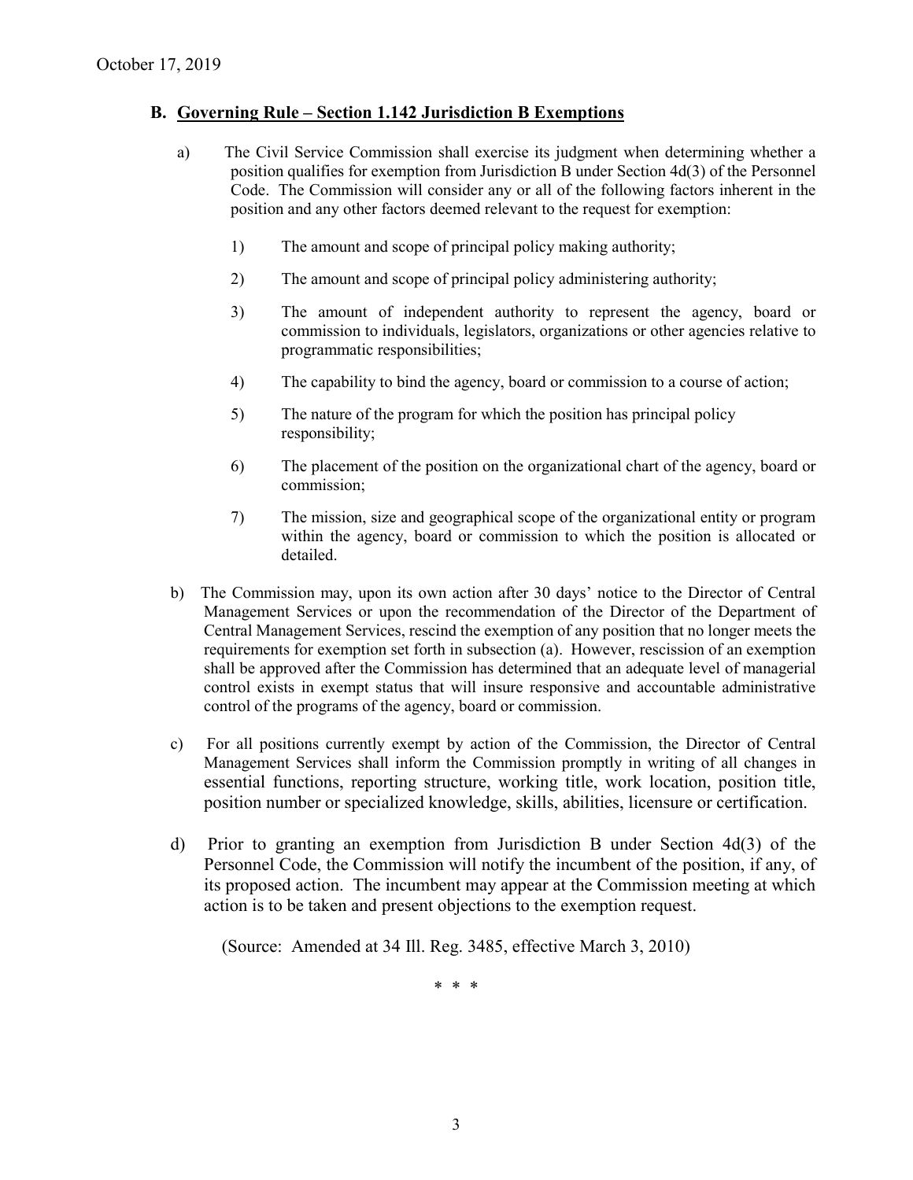## B. Governing Rule – Section 1.142 Jurisdiction B Exemptions

a) The Civil Service Commission shall exercise its judgment when determining whether a position qualifies for exemption from Jurisdiction B under Section 4d(3) of the Personnel Code. The Commission will consider any or all of the following factors inherent in the position and any other factors deemed relevant to the request for exemption:

1) The amount and scope of principal policy making authority;

2) The amount and scope of principal policy administering authority;

3) The amount of independent authority to represent the agency, board or commission to individuals, legislators, organizations or other agencies relative to programmatic responsibilities;

4) The capability to bind the agency, board or commission to a course of action;

5) The nature of the program for which the position has principal policy responsibility;

6) The placement of the position on the organizational chart of the agency, board or commission;

7) The mission, size and geographical scope of the organizational entity or program within the agency, board or commission to which the position is allocated or detailed.

b) The Commission may, upon its own action after 30 days' notice to the Director of Central Management Services or upon the recommendation of the Director of the Department of Central Management Services, rescind the exemption of any position that no longer meets the requirements for exemption set forth in subsection (a). However, rescission of an exemption shall be approved after the Commission has determined that an adequate level of managerial control exists in exempt status that will insure responsive and accountable administrative control of the programs of the agency, board or commission.

c) For all positions currently exempt by action of the Commission, the Director of Central Management Services shall inform the Commission promptly in writing of all changes in essential functions, reporting structure, working title, work location, position title, position number or specialized knowledge, skills, abilities, licensure or certification.

d) Prior to granting an exemption from Jurisdiction B under Section 4d(3) of the Personnel Code, the Commission will notify the incumbent of the position, if any, of its proposed action. The incumbent may appear at the Commission meeting at which action is to be taken and present objections to the exemption request.

(Source: Amended at 34 Ill. Reg. 3485, effective March 3, 2010)

\* \* \*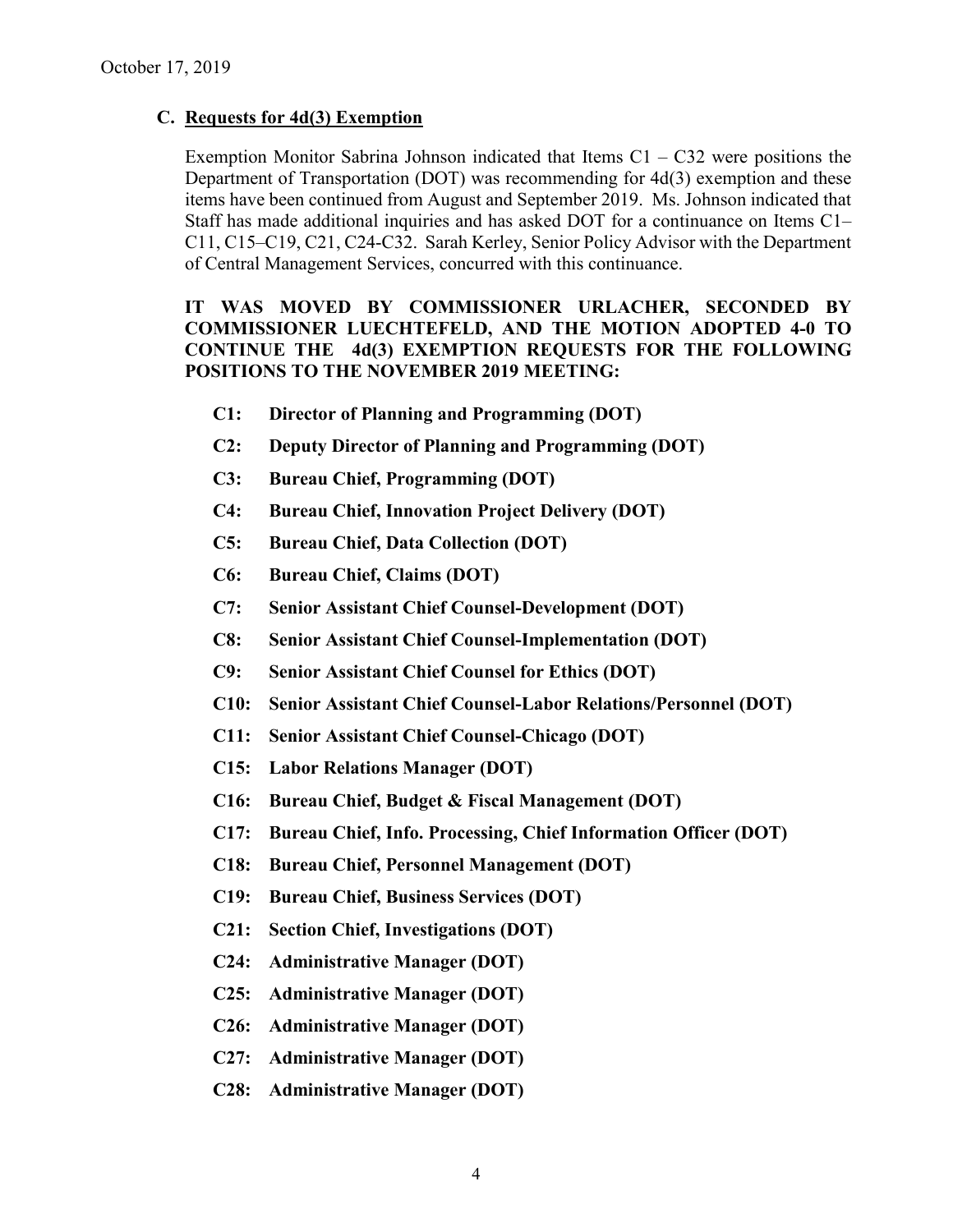October 17, 2019

### C. Requests for 4d(3) Exemption

Exemption Monitor Sabrina Johnson indicated that Items C1 – C32 were positions the Department of Transportation (DOT) was recommending for 4d(3) exemption and these items have been continued from August and September 2019. Ms. Johnson indicated that Staff has made additional inquiries and has asked DOT for a continuance on Items C1–C11, C15–C19, C21, C24-C32. Sarah Kerley, Senior Policy Advisor with the Department of Central Management Services, concurred with this continuance.

**IT WAS MOVED BY COMMISSIONER URLACHER, SECONDED BY COMMISSIONER LUECHTEFELD, AND THE MOTION ADOPTED 4-0 TO CONTINUE THE 4d(3) EXEMPTION REQUESTS FOR THE FOLLOWING POSITIONS TO THE NOVEMBER 2019 MEETING:**

- **C1: Director of Planning and Programming (DOT)**
- **C2: Deputy Director of Planning and Programming (DOT)**
- **C3: Bureau Chief, Programming (DOT)**
- **C4: Bureau Chief, Innovation Project Delivery (DOT)**
- **C5: Bureau Chief, Data Collection (DOT)**
- **C6: Bureau Chief, Claims (DOT)**
- **C7: Senior Assistant Chief Counsel-Development (DOT)**
- **C8: Senior Assistant Chief Counsel-Implementation (DOT)**
- **C9: Senior Assistant Chief Counsel for Ethics (DOT)**
- **C10: Senior Assistant Chief Counsel-Labor Relations/Personnel (DOT)**
- **C11: Senior Assistant Chief Counsel-Chicago (DOT)**
- **C15: Labor Relations Manager (DOT)**
- **C16: Bureau Chief, Budget & Fiscal Management (DOT)**
- **C17: Bureau Chief, Info. Processing, Chief Information Officer (DOT)**
- **C18: Bureau Chief, Personnel Management (DOT)**
- **C19: Bureau Chief, Business Services (DOT)**
- **C21: Section Chief, Investigations (DOT)**
- **C24: Administrative Manager (DOT)**
- **C25: Administrative Manager (DOT)**
- **C26: Administrative Manager (DOT)**
- **C27: Administrative Manager (DOT)**
- **C28: Administrative Manager (DOT)**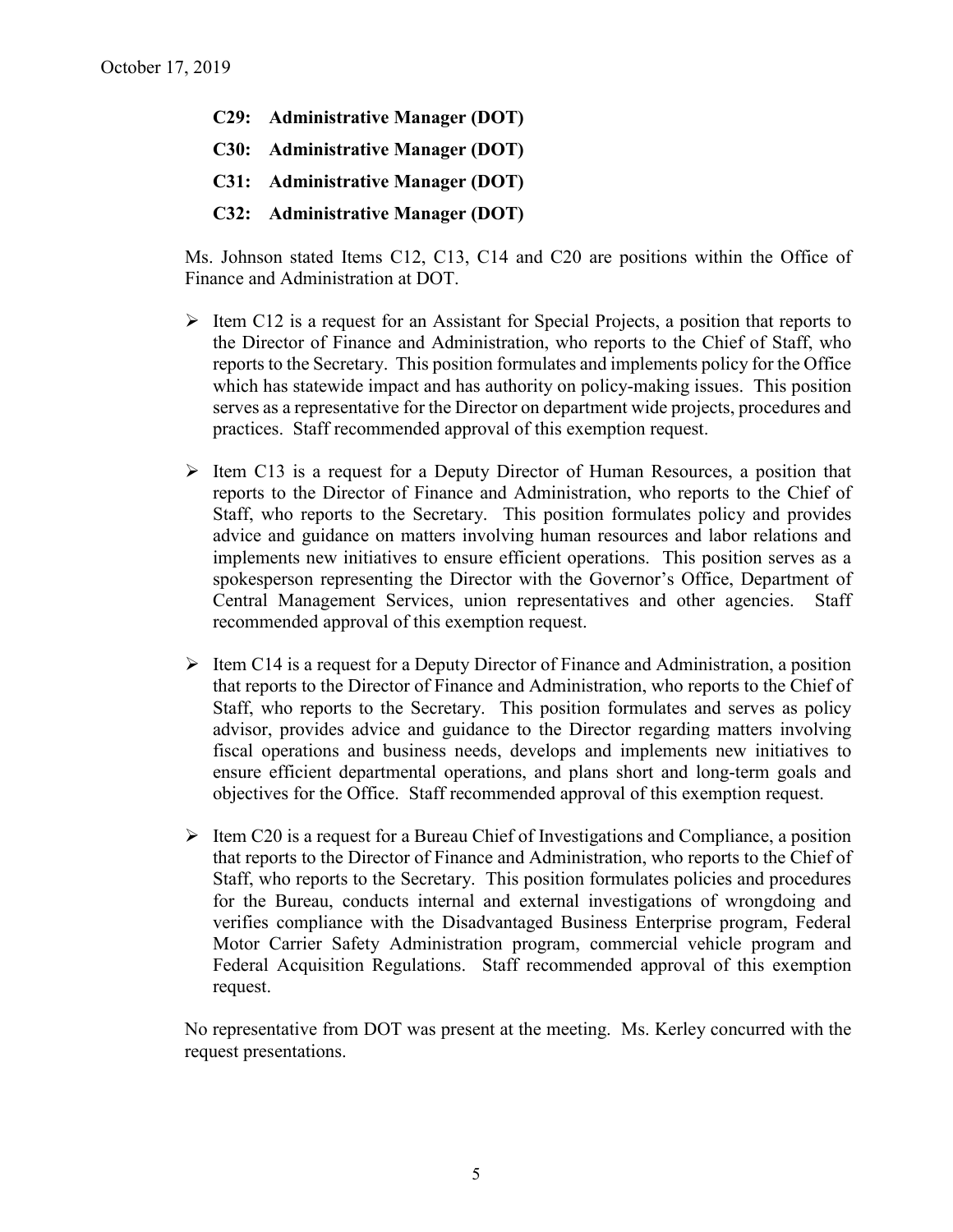**C29: Administrative Manager (DOT)**

**C30: Administrative Manager (DOT)**

**C31: Administrative Manager (DOT)**

**C32: Administrative Manager (DOT)**

Ms. Johnson stated Items C12, C13, C14 and C20 are positions within the Office of Finance and Administration at DOT.

- Item C12 is a request for an Assistant for Special Projects, a position that reports to the Director of Finance and Administration, who reports to the Chief of Staff, who reports to the Secretary. This position formulates and implements policy for the Office which has statewide impact and has authority on policy-making issues. This position serves as a representative for the Director on department wide projects, procedures and practices. Staff recommended approval of this exemption request.
- Item C13 is a request for a Deputy Director of Human Resources, a position that reports to the Director of Finance and Administration, who reports to the Chief of Staff, who reports to the Secretary. This position formulates policy and provides advice and guidance on matters involving human resources and labor relations and implements new initiatives to ensure efficient operations. This position serves as a spokesperson representing the Director with the Governor's Office, Department of Central Management Services, union representatives and other agencies. Staff recommended approval of this exemption request.
- Item C14 is a request for a Deputy Director of Finance and Administration, a position that reports to the Director of Finance and Administration, who reports to the Chief of Staff, who reports to the Secretary. This position formulates and serves as policy advisor, provides advice and guidance to the Director regarding matters involving fiscal operations and business needs, develops and implements new initiatives to ensure efficient departmental operations, and plans short and long-term goals and objectives for the Office. Staff recommended approval of this exemption request.
- Item C20 is a request for a Bureau Chief of Investigations and Compliance, a position that reports to the Director of Finance and Administration, who reports to the Chief of Staff, who reports to the Secretary. This position formulates policies and procedures for the Bureau, conducts internal and external investigations of wrongdoing and verifies compliance with the Disadvantaged Business Enterprise program, Federal Motor Carrier Safety Administration program, commercial vehicle program and Federal Acquisition Regulations. Staff recommended approval of this exemption request.

No representative from DOT was present at the meeting. Ms. Kerley concurred with the request presentations.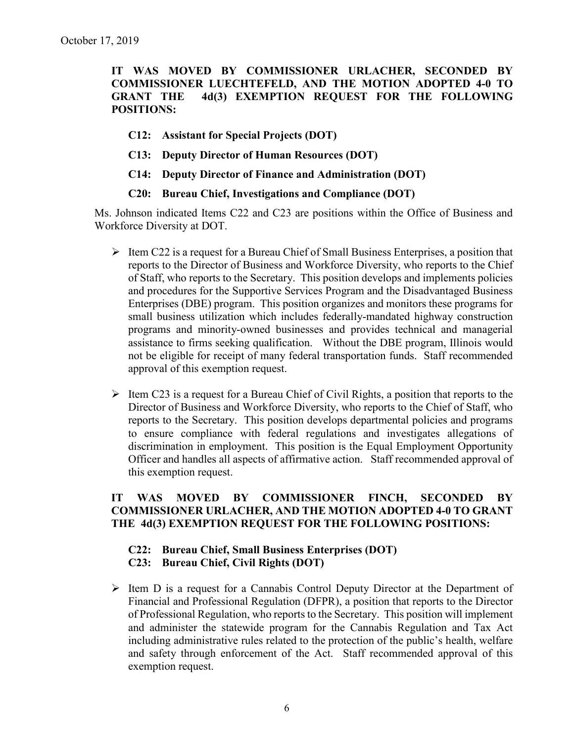**IT WAS MOVED BY COMMISSIONER URLACHER, SECONDED BY COMMISSIONER LUECHTEFELD, AND THE MOTION ADOPTED 4-0 TO GRANT THE 4d(3) EXEMPTION REQUEST FOR THE FOLLOWING POSITIONS:**

- **C12: Assistant for Special Projects (DOT)**
- **C13: Deputy Director of Human Resources (DOT)**
- **C14: Deputy Director of Finance and Administration (DOT)**
- **C20: Bureau Chief, Investigations and Compliance (DOT)**

Ms. Johnson indicated Items C22 and C23 are positions within the Office of Business and Workforce Diversity at DOT.

- Item C22 is a request for a Bureau Chief of Small Business Enterprises, a position that reports to the Director of Business and Workforce Diversity, who reports to the Chief of Staff, who reports to the Secretary. This position develops and implements policies and procedures for the Supportive Services Program and the Disadvantaged Business Enterprises (DBE) program. This position organizes and monitors these programs for small business utilization which includes federally-mandated highway construction programs and minority-owned businesses and provides technical and managerial assistance to firms seeking qualification. Without the DBE program, Illinois would not be eligible for receipt of many federal transportation funds. Staff recommended approval of this exemption request.

- Item C23 is a request for a Bureau Chief of Civil Rights, a position that reports to the Director of Business and Workforce Diversity, who reports to the Chief of Staff, who reports to the Secretary. This position develops departmental policies and programs to ensure compliance with federal regulations and investigates allegations of discrimination in employment. This position is the Equal Employment Opportunity Officer and handles all aspects of affirmative action. Staff recommended approval of this exemption request.

**IT WAS MOVED BY COMMISSIONER FINCH, SECONDED BY COMMISSIONER URLACHER, AND THE MOTION ADOPTED 4-0 TO GRANT THE 4d(3) EXEMPTION REQUEST FOR THE FOLLOWING POSITIONS:**

- **C22: Bureau Chief, Small Business Enterprises (DOT)**
- **C23: Bureau Chief, Civil Rights (DOT)**

- Item D is a request for a Cannabis Control Deputy Director at the Department of Financial and Professional Regulation (DFPR), a position that reports to the Director of Professional Regulation, who reports to the Secretary. This position will implement and administer the statewide program for the Cannabis Regulation and Tax Act including administrative rules related to the protection of the public's health, welfare and safety through enforcement of the Act. Staff recommended approval of this exemption request.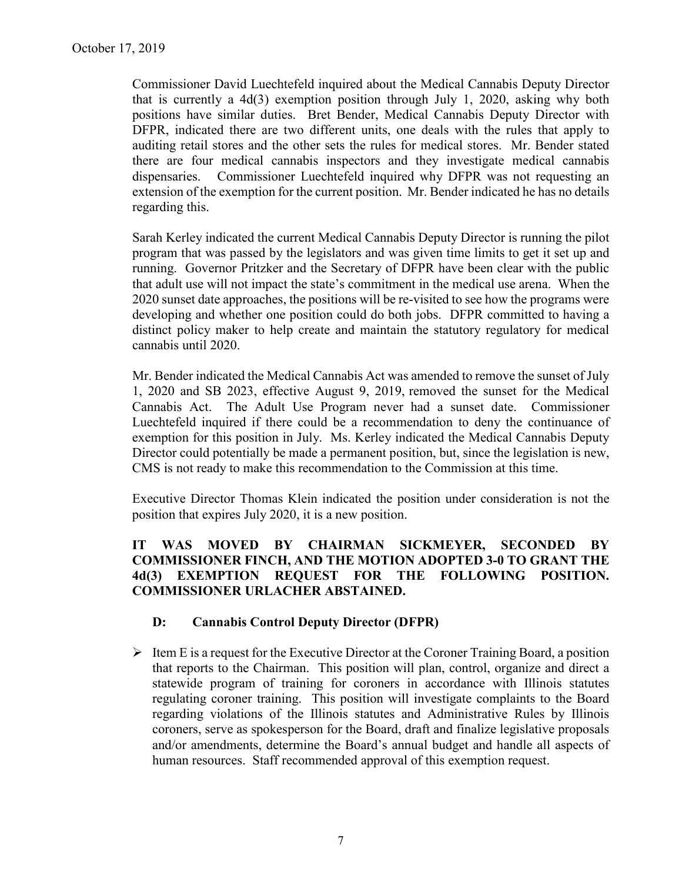Commissioner David Luechtefeld inquired about the Medical Cannabis Deputy Director that is currently a 4d(3) exemption position through July 1, 2020, asking why both positions have similar duties. Bret Bender, Medical Cannabis Deputy Director with DFPR, indicated there are two different units, one deals with the rules that apply to auditing retail stores and the other sets the rules for medical stores. Mr. Bender stated there are four medical cannabis inspectors and they investigate medical cannabis dispensaries. Commissioner Luechtefeld inquired why DFPR was not requesting an extension of the exemption for the current position. Mr. Bender indicated he has no details regarding this.

Sarah Kerley indicated the current Medical Cannabis Deputy Director is running the pilot program that was passed by the legislators and was given time limits to get it set up and running. Governor Pritzker and the Secretary of DFPR have been clear with the public that adult use will not impact the state's commitment in the medical use arena. When the 2020 sunset date approaches, the positions will be re-visited to see how the programs were developing and whether one position could do both jobs. DFPR committed to having a distinct policy maker to help create and maintain the statutory regulatory for medical cannabis until 2020.

Mr. Bender indicated the Medical Cannabis Act was amended to remove the sunset of July 1, 2020 and SB 2023, effective August 9, 2019, removed the sunset for the Medical Cannabis Act. The Adult Use Program never had a sunset date. Commissioner Luechtefeld inquired if there could be a recommendation to deny the continuance of exemption for this position in July. Ms. Kerley indicated the Medical Cannabis Deputy Director could potentially be made a permanent position, but, since the legislation is new, CMS is not ready to make this recommendation to the Commission at this time.

Executive Director Thomas Klein indicated the position under consideration is not the position that expires July 2020, it is a new position.

**IT WAS MOVED BY CHAIRMAN SICKMEYER, SECONDED BY COMMISSIONER FINCH, AND THE MOTION ADOPTED 3-0 TO GRANT THE 4d(3) EXEMPTION REQUEST FOR THE FOLLOWING POSITION. COMMISSIONER URLACHER ABSTAINED.**

**D: Cannabis Control Deputy Director (DFPR)**

- Item E is a request for the Executive Director at the Coroner Training Board, a position that reports to the Chairman. This position will plan, control, organize and direct a statewide program of training for coroners in accordance with Illinois statutes regulating coroner training. This position will investigate complaints to the Board regarding violations of the Illinois statutes and Administrative Rules by Illinois coroners, serve as spokesperson for the Board, draft and finalize legislative proposals and/or amendments, determine the Board's annual budget and handle all aspects of human resources. Staff recommended approval of this exemption request.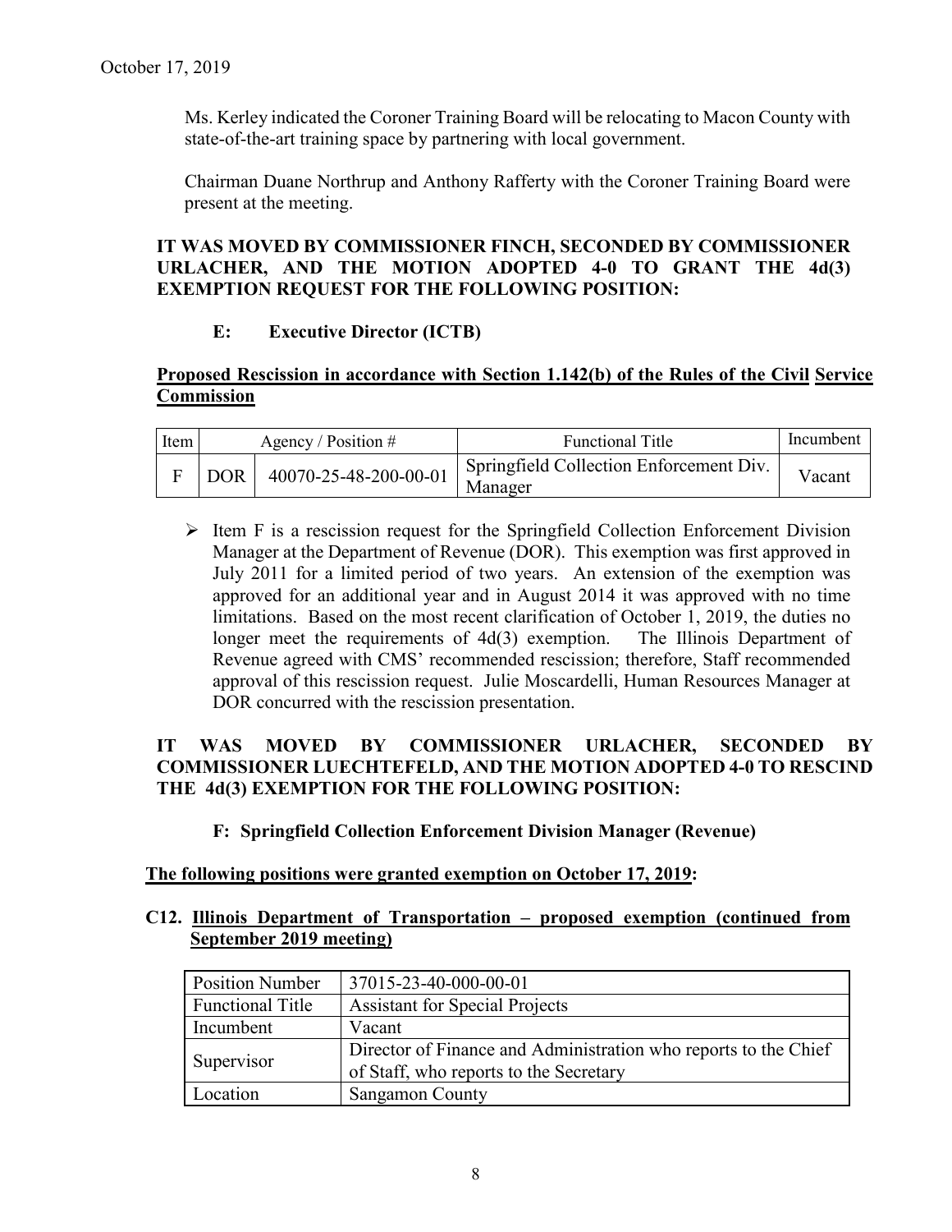October 17, 2019

Ms. Kerley indicated the Coroner Training Board will be relocating to Macon County with state-of-the-art training space by partnering with local government.

Chairman Duane Northrup and Anthony Rafferty with the Coroner Training Board were present at the meeting.

**IT WAS MOVED BY COMMISSIONER FINCH, SECONDED BY COMMISSIONER URLACHER, AND THE MOTION ADOPTED 4-0 TO GRANT THE 4d(3) EXEMPTION REQUEST FOR THE FOLLOWING POSITION:**

**E: Executive Director (ICTB)**

**Proposed Rescission in accordance with Section 1.142(b) of the Rules of the Civil Service Commission**

| Item | Agency / Position # | | Functional Title | Incumbent |
|---|---|---|---|---|
| F | DOR | 40070-25-48-200-00-01 | Springfield Collection Enforcement Div. Manager | Vacant |

- Item F is a rescission request for the Springfield Collection Enforcement Division Manager at the Department of Revenue (DOR). This exemption was first approved in July 2011 for a limited period of two years. An extension of the exemption was approved for an additional year and in August 2014 it was approved with no time limitations. Based on the most recent clarification of October 1, 2019, the duties no longer meet the requirements of 4d(3) exemption. The Illinois Department of Revenue agreed with CMS' recommended rescission; therefore, Staff recommended approval of this rescission request. Julie Moscardelli, Human Resources Manager at DOR concurred with the rescission presentation.

**IT WAS MOVED BY COMMISSIONER URLACHER, SECONDED BY COMMISSIONER LUECHTEFELD, AND THE MOTION ADOPTED 4-0 TO RESCIND THE 4d(3) EXEMPTION FOR THE FOLLOWING POSITION:**

**F: Springfield Collection Enforcement Division Manager (Revenue)**

**The following positions were granted exemption on October 17, 2019:**

**C12. Illinois Department of Transportation – proposed exemption (continued from September 2019 meeting)**

| Position Number | 37015-23-40-000-00-01 |
|---|---|
| Functional Title | Assistant for Special Projects |
| Incumbent | Vacant |
| Supervisor | Director of Finance and Administration who reports to the Chief of Staff, who reports to the Secretary |
| Location | Sangamon County |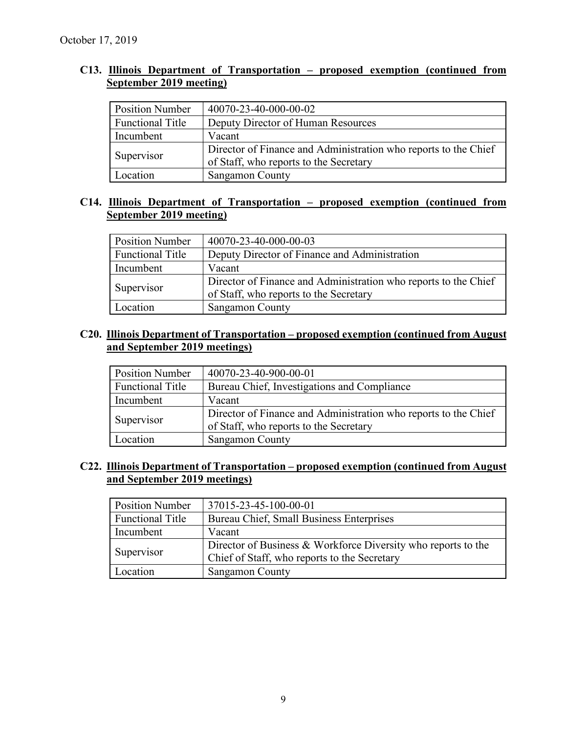October 17, 2019

**C13. Illinois Department of Transportation – proposed exemption (continued from September 2019 meeting)**

| Position Number | 40070-23-40-000-00-02 |
|---|---|
| Functional Title | Deputy Director of Human Resources |
| Incumbent | Vacant |
| Supervisor | Director of Finance and Administration who reports to the Chief of Staff, who reports to the Secretary |
| Location | Sangamon County |

**C14. Illinois Department of Transportation – proposed exemption (continued from September 2019 meeting)**

| Position Number | 40070-23-40-000-00-03 |
|---|---|
| Functional Title | Deputy Director of Finance and Administration |
| Incumbent | Vacant |
| Supervisor | Director of Finance and Administration who reports to the Chief of Staff, who reports to the Secretary |
| Location | Sangamon County |

**C20. Illinois Department of Transportation – proposed exemption (continued from August and September 2019 meetings)**

| Position Number | 40070-23-40-900-00-01 |
|---|---|
| Functional Title | Bureau Chief, Investigations and Compliance |
| Incumbent | Vacant |
| Supervisor | Director of Finance and Administration who reports to the Chief of Staff, who reports to the Secretary |
| Location | Sangamon County |

**C22. Illinois Department of Transportation – proposed exemption (continued from August and September 2019 meetings)**

| Position Number | 37015-23-45-100-00-01 |
|---|---|
| Functional Title | Bureau Chief, Small Business Enterprises |
| Incumbent | Vacant |
| Supervisor | Director of Business & Workforce Diversity who reports to the Chief of Staff, who reports to the Secretary |
| Location | Sangamon County |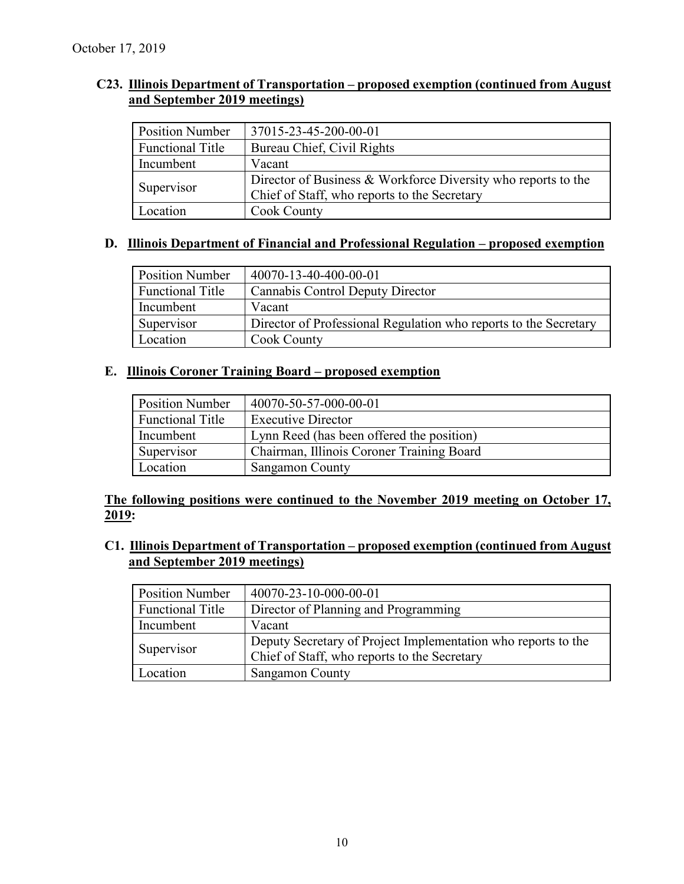### C23. Illinois Department of Transportation – proposed exemption (continued from August and September 2019 meetings)

| Position Number | 37015-23-45-200-00-01 |
|---|---|
| Functional Title | Bureau Chief, Civil Rights |
| Incumbent | Vacant |
| Supervisor | Director of Business & Workforce Diversity who reports to the Chief of Staff, who reports to the Secretary |
| Location | Cook County |

### D. Illinois Department of Financial and Professional Regulation – proposed exemption

| Position Number | 40070-13-40-400-00-01 |
|---|---|
| Functional Title | Cannabis Control Deputy Director |
| Incumbent | Vacant |
| Supervisor | Director of Professional Regulation who reports to the Secretary |
| Location | Cook County |

### E. Illinois Coroner Training Board – proposed exemption

| Position Number | 40070-50-57-000-00-01 |
|---|---|
| Functional Title | Executive Director |
| Incumbent | Lynn Reed (has been offered the position) |
| Supervisor | Chairman, Illinois Coroner Training Board |
| Location | Sangamon County |

**The following positions were continued to the November 2019 meeting on October 17, 2019:**

### C1. Illinois Department of Transportation – proposed exemption (continued from August and September 2019 meetings)

| Position Number | 40070-23-10-000-00-01 |
|---|---|
| Functional Title | Director of Planning and Programming |
| Incumbent | Vacant |
| Supervisor | Deputy Secretary of Project Implementation who reports to the Chief of Staff, who reports to the Secretary |
| Location | Sangamon County |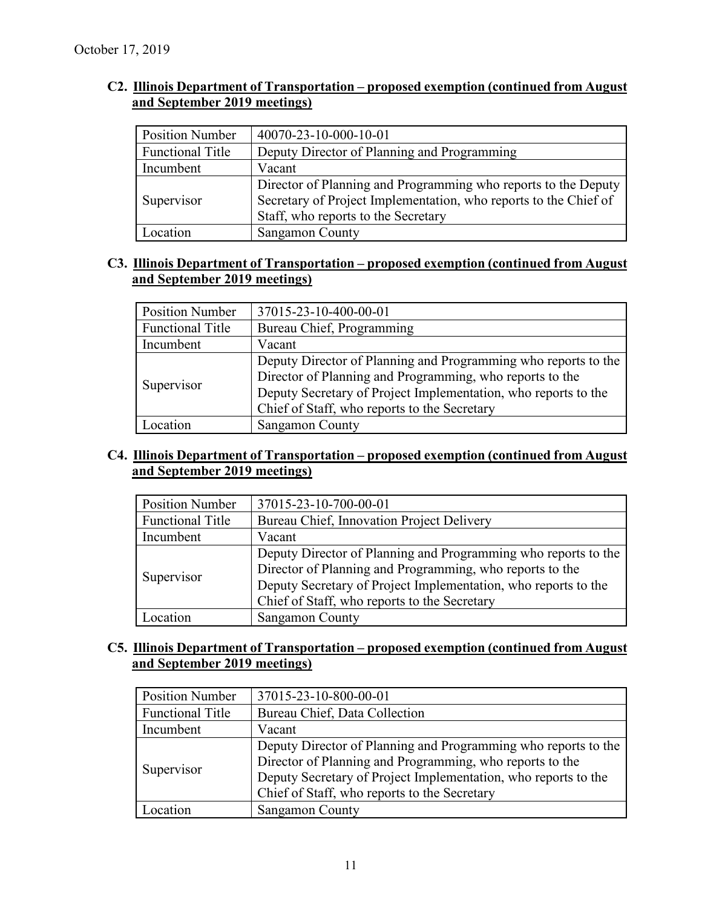October 17, 2019

**C2. Illinois Department of Transportation – proposed exemption (continued from August and September 2019 meetings)**

| Position Number | 40070-23-10-000-10-01 |
|---|---|
| Functional Title | Deputy Director of Planning and Programming |
| Incumbent | Vacant |
| Supervisor | Director of Planning and Programming who reports to the Deputy Secretary of Project Implementation, who reports to the Chief of Staff, who reports to the Secretary |
| Location | Sangamon County |

**C3. Illinois Department of Transportation – proposed exemption (continued from August and September 2019 meetings)**

| Position Number | 37015-23-10-400-00-01 |
|---|---|
| Functional Title | Bureau Chief, Programming |
| Incumbent | Vacant |
| Supervisor | Deputy Director of Planning and Programming who reports to the Director of Planning and Programming, who reports to the Deputy Secretary of Project Implementation, who reports to the Chief of Staff, who reports to the Secretary |
| Location | Sangamon County |

**C4. Illinois Department of Transportation – proposed exemption (continued from August and September 2019 meetings)**

| Position Number | 37015-23-10-700-00-01 |
|---|---|
| Functional Title | Bureau Chief, Innovation Project Delivery |
| Incumbent | Vacant |
| Supervisor | Deputy Director of Planning and Programming who reports to the Director of Planning and Programming, who reports to the Deputy Secretary of Project Implementation, who reports to the Chief of Staff, who reports to the Secretary |
| Location | Sangamon County |

**C5. Illinois Department of Transportation – proposed exemption (continued from August and September 2019 meetings)**

| Position Number | 37015-23-10-800-00-01 |
|---|---|
| Functional Title | Bureau Chief, Data Collection |
| Incumbent | Vacant |
| Supervisor | Deputy Director of Planning and Programming who reports to the Director of Planning and Programming, who reports to the Deputy Secretary of Project Implementation, who reports to the Chief of Staff, who reports to the Secretary |
| Location | Sangamon County |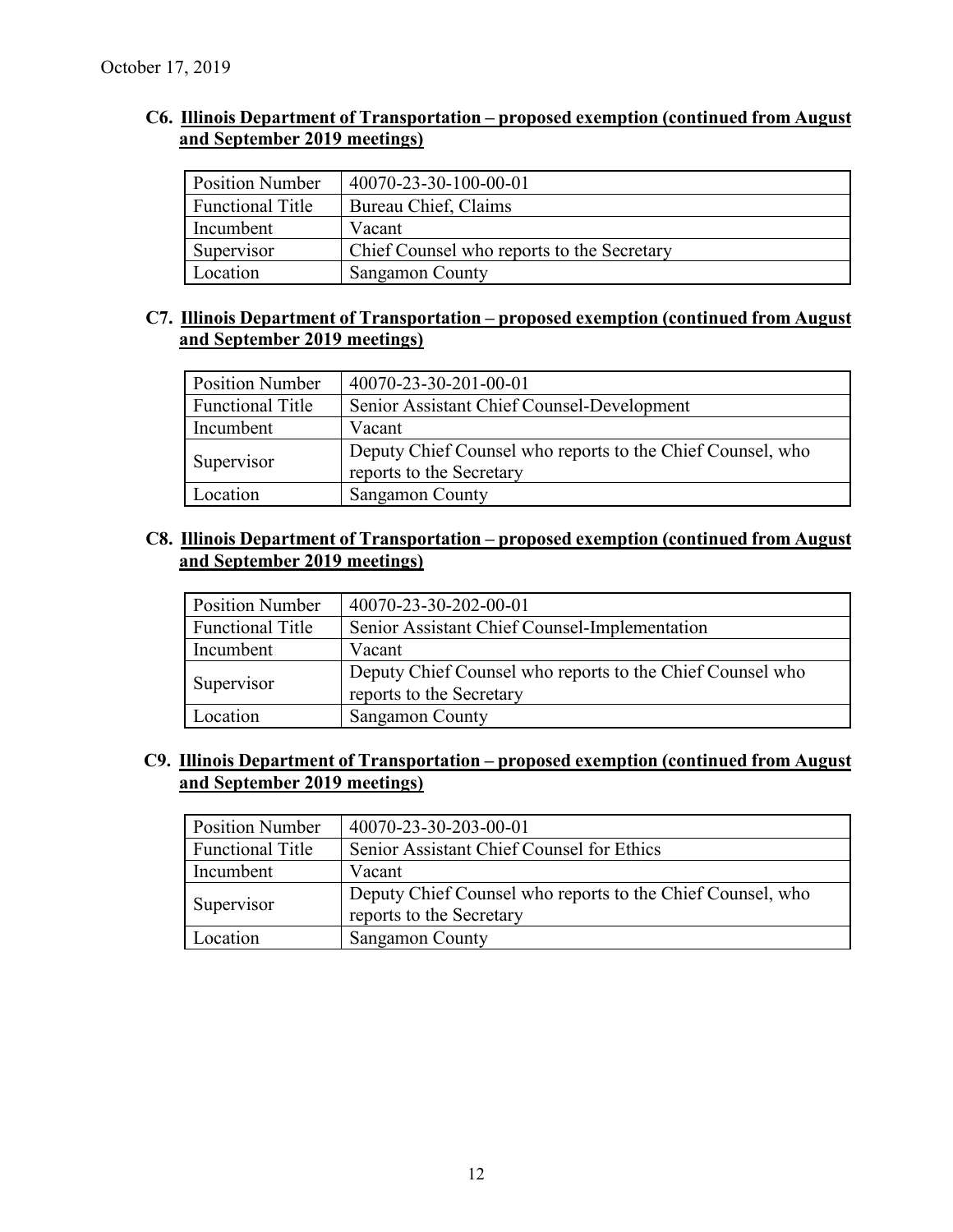October 17, 2019

**C6. Illinois Department of Transportation – proposed exemption (continued from August and September 2019 meetings)**

| Position Number | 40070-23-30-100-00-01 |
|---|---|
| Functional Title | Bureau Chief, Claims |
| Incumbent | Vacant |
| Supervisor | Chief Counsel who reports to the Secretary |
| Location | Sangamon County |

**C7. Illinois Department of Transportation – proposed exemption (continued from August and September 2019 meetings)**

| Position Number | 40070-23-30-201-00-01 |
|---|---|
| Functional Title | Senior Assistant Chief Counsel-Development |
| Incumbent | Vacant |
| Supervisor | Deputy Chief Counsel who reports to the Chief Counsel, who reports to the Secretary |
| Location | Sangamon County |

**C8. Illinois Department of Transportation – proposed exemption (continued from August and September 2019 meetings)**

| Position Number | 40070-23-30-202-00-01 |
|---|---|
| Functional Title | Senior Assistant Chief Counsel-Implementation |
| Incumbent | Vacant |
| Supervisor | Deputy Chief Counsel who reports to the Chief Counsel who reports to the Secretary |
| Location | Sangamon County |

**C9. Illinois Department of Transportation – proposed exemption (continued from August and September 2019 meetings)**

| Position Number | 40070-23-30-203-00-01 |
|---|---|
| Functional Title | Senior Assistant Chief Counsel for Ethics |
| Incumbent | Vacant |
| Supervisor | Deputy Chief Counsel who reports to the Chief Counsel, who reports to the Secretary |
| Location | Sangamon County |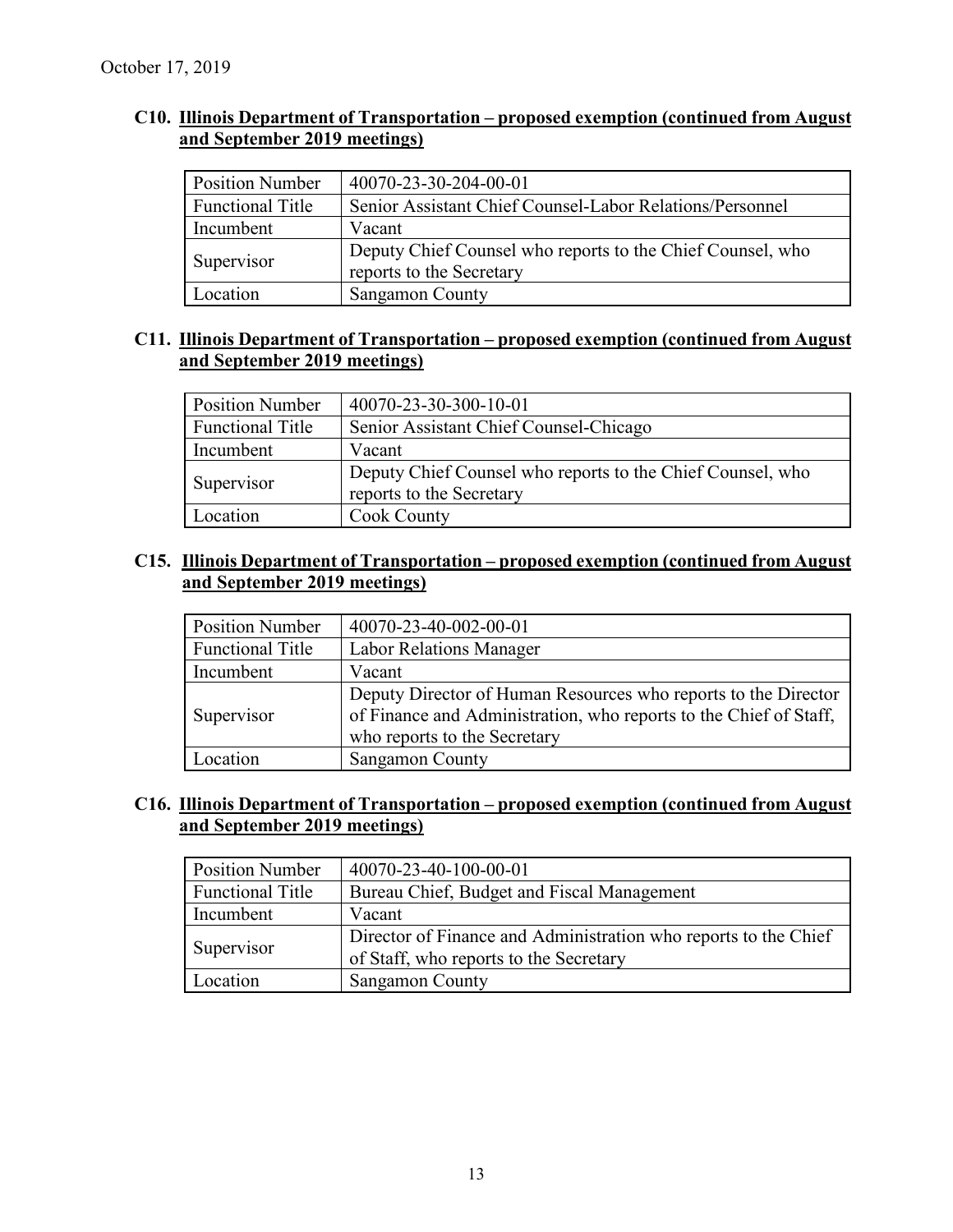October 17, 2019

### C10. Illinois Department of Transportation – proposed exemption (continued from August and September 2019 meetings)

| Position Number | 40070-23-30-204-00-01 |
|---|---|
| Functional Title | Senior Assistant Chief Counsel-Labor Relations/Personnel |
| Incumbent | Vacant |
| Supervisor | Deputy Chief Counsel who reports to the Chief Counsel, who reports to the Secretary |
| Location | Sangamon County |

### C11. Illinois Department of Transportation – proposed exemption (continued from August and September 2019 meetings)

| Position Number | 40070-23-30-300-10-01 |
|---|---|
| Functional Title | Senior Assistant Chief Counsel-Chicago |
| Incumbent | Vacant |
| Supervisor | Deputy Chief Counsel who reports to the Chief Counsel, who reports to the Secretary |
| Location | Cook County |

### C15. Illinois Department of Transportation – proposed exemption (continued from August and September 2019 meetings)

| Position Number | 40070-23-40-002-00-01 |
|---|---|
| Functional Title | Labor Relations Manager |
| Incumbent | Vacant |
| Supervisor | Deputy Director of Human Resources who reports to the Director of Finance and Administration, who reports to the Chief of Staff, who reports to the Secretary |
| Location | Sangamon County |

### C16. Illinois Department of Transportation – proposed exemption (continued from August and September 2019 meetings)

| Position Number | 40070-23-40-100-00-01 |
|---|---|
| Functional Title | Bureau Chief, Budget and Fiscal Management |
| Incumbent | Vacant |
| Supervisor | Director of Finance and Administration who reports to the Chief of Staff, who reports to the Secretary |
| Location | Sangamon County |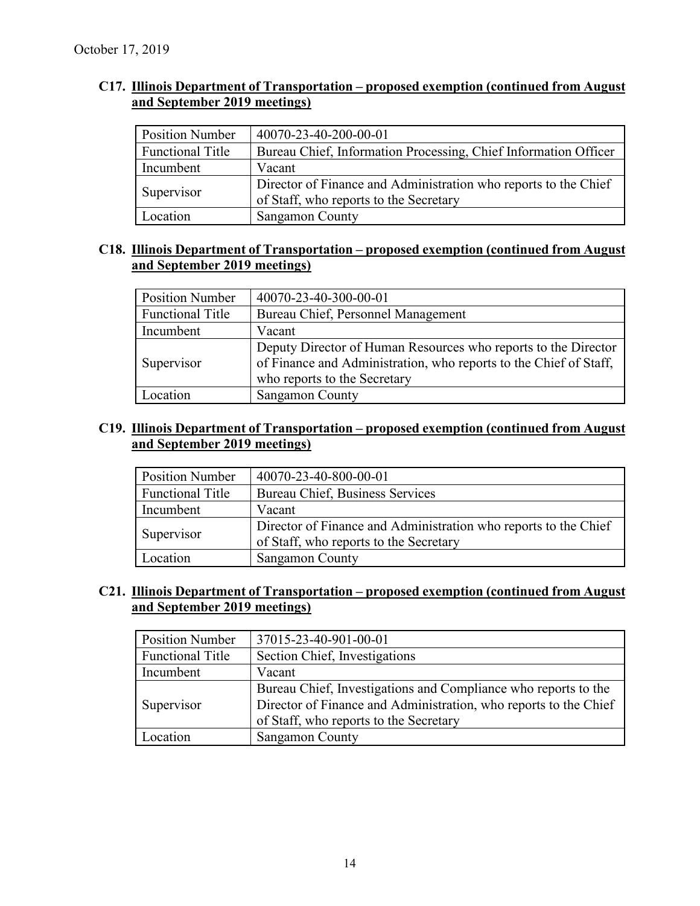October 17, 2019

### C17. Illinois Department of Transportation – proposed exemption (continued from August and September 2019 meetings)

| Position Number | 40070-23-40-200-00-01 |
|---|---|
| Functional Title | Bureau Chief, Information Processing, Chief Information Officer |
| Incumbent | Vacant |
| Supervisor | Director of Finance and Administration who reports to the Chief of Staff, who reports to the Secretary |
| Location | Sangamon County |

### C18. Illinois Department of Transportation – proposed exemption (continued from August and September 2019 meetings)

| Position Number | 40070-23-40-300-00-01 |
|---|---|
| Functional Title | Bureau Chief, Personnel Management |
| Incumbent | Vacant |
| Supervisor | Deputy Director of Human Resources who reports to the Director of Finance and Administration, who reports to the Chief of Staff, who reports to the Secretary |
| Location | Sangamon County |

### C19. Illinois Department of Transportation – proposed exemption (continued from August and September 2019 meetings)

| Position Number | 40070-23-40-800-00-01 |
|---|---|
| Functional Title | Bureau Chief, Business Services |
| Incumbent | Vacant |
| Supervisor | Director of Finance and Administration who reports to the Chief of Staff, who reports to the Secretary |
| Location | Sangamon County |

### C21. Illinois Department of Transportation – proposed exemption (continued from August and September 2019 meetings)

| Position Number | 37015-23-40-901-00-01 |
|---|---|
| Functional Title | Section Chief, Investigations |
| Incumbent | Vacant |
| Supervisor | Bureau Chief, Investigations and Compliance who reports to the Director of Finance and Administration, who reports to the Chief of Staff, who reports to the Secretary |
| Location | Sangamon County |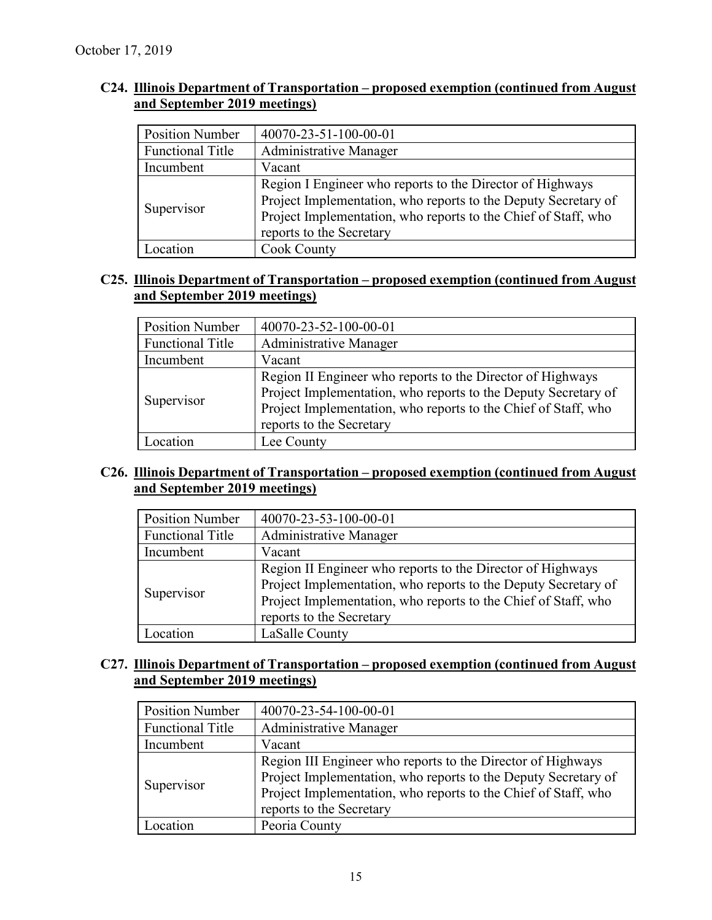October 17, 2019

### C24. Illinois Department of Transportation – proposed exemption (continued from August and September 2019 meetings)

| Position Number | 40070-23-51-100-00-01 |
|---|---|
| Functional Title | Administrative Manager |
| Incumbent | Vacant |
| Supervisor | Region I Engineer who reports to the Director of Highways Project Implementation, who reports to the Deputy Secretary of Project Implementation, who reports to the Chief of Staff, who reports to the Secretary |
| Location | Cook County |

### C25. Illinois Department of Transportation – proposed exemption (continued from August and September 2019 meetings)

| Position Number | 40070-23-52-100-00-01 |
|---|---|
| Functional Title | Administrative Manager |
| Incumbent | Vacant |
| Supervisor | Region II Engineer who reports to the Director of Highways Project Implementation, who reports to the Deputy Secretary of Project Implementation, who reports to the Chief of Staff, who reports to the Secretary |
| Location | Lee County |

### C26. Illinois Department of Transportation – proposed exemption (continued from August and September 2019 meetings)

| Position Number | 40070-23-53-100-00-01 |
|---|---|
| Functional Title | Administrative Manager |
| Incumbent | Vacant |
| Supervisor | Region II Engineer who reports to the Director of Highways Project Implementation, who reports to the Deputy Secretary of Project Implementation, who reports to the Chief of Staff, who reports to the Secretary |
| Location | LaSalle County |

### C27. Illinois Department of Transportation – proposed exemption (continued from August and September 2019 meetings)

| Position Number | 40070-23-54-100-00-01 |
|---|---|
| Functional Title | Administrative Manager |
| Incumbent | Vacant |
| Supervisor | Region III Engineer who reports to the Director of Highways Project Implementation, who reports to the Deputy Secretary of Project Implementation, who reports to the Chief of Staff, who reports to the Secretary |
| Location | Peoria County |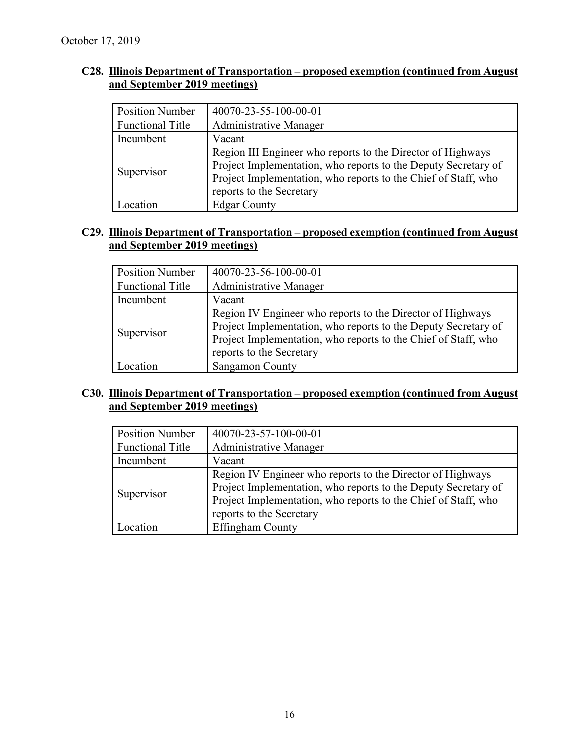### C28. Illinois Department of Transportation – proposed exemption (continued from August and September 2019 meetings)

| Position Number | 40070-23-55-100-00-01 |
|---|---|
| Functional Title | Administrative Manager |
| Incumbent | Vacant |
| Supervisor | Region III Engineer who reports to the Director of Highways Project Implementation, who reports to the Deputy Secretary of Project Implementation, who reports to the Chief of Staff, who reports to the Secretary |
| Location | Edgar County |

### C29. Illinois Department of Transportation – proposed exemption (continued from August and September 2019 meetings)

| Position Number | 40070-23-56-100-00-01 |
|---|---|
| Functional Title | Administrative Manager |
| Incumbent | Vacant |
| Supervisor | Region IV Engineer who reports to the Director of Highways Project Implementation, who reports to the Deputy Secretary of Project Implementation, who reports to the Chief of Staff, who reports to the Secretary |
| Location | Sangamon County |

### C30. Illinois Department of Transportation – proposed exemption (continued from August and September 2019 meetings)

| Position Number | 40070-23-57-100-00-01 |
|---|---|
| Functional Title | Administrative Manager |
| Incumbent | Vacant |
| Supervisor | Region IV Engineer who reports to the Director of Highways Project Implementation, who reports to the Deputy Secretary of Project Implementation, who reports to the Chief of Staff, who reports to the Secretary |
| Location | Effingham County |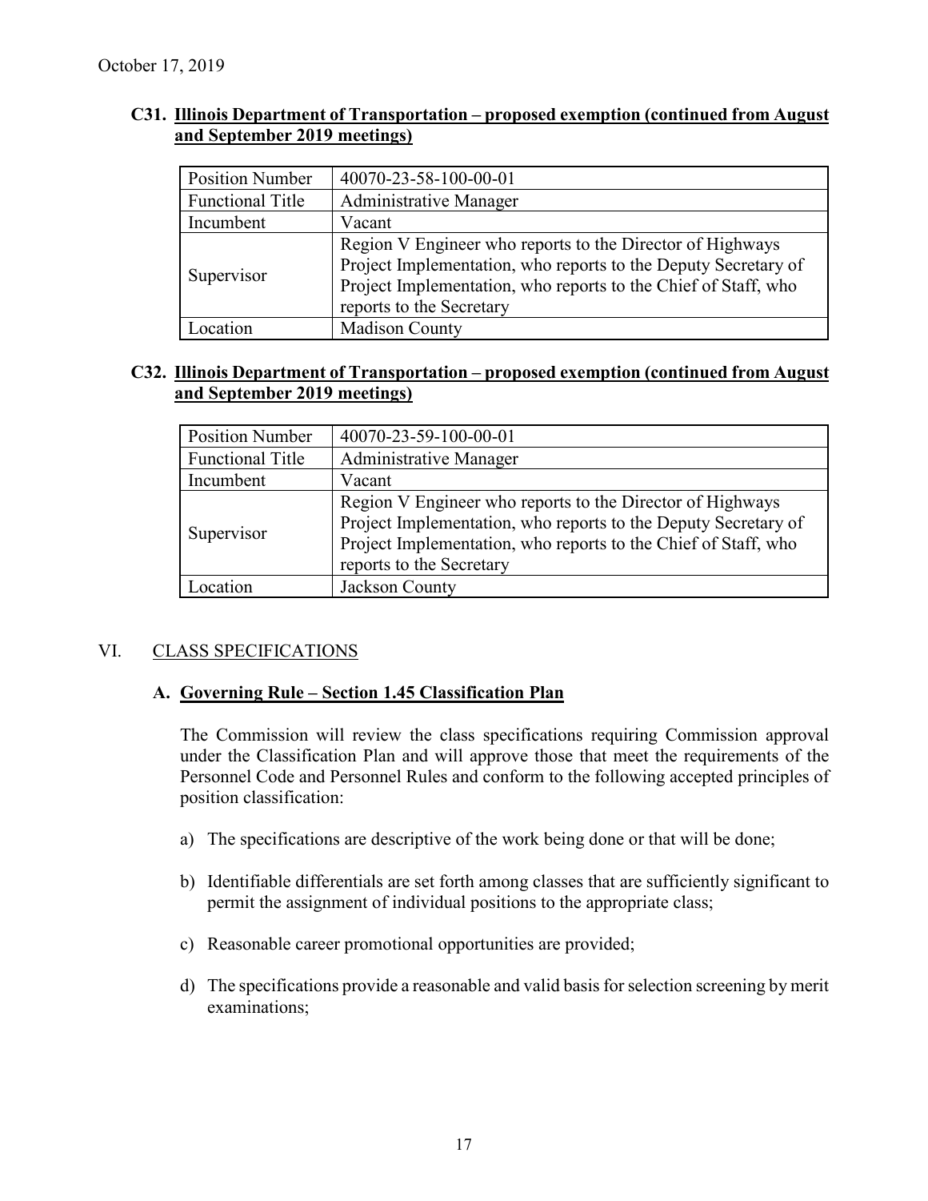October 17, 2019

**C31. Illinois Department of Transportation – proposed exemption (continued from August and September 2019 meetings)**

| Position Number | 40070-23-58-100-00-01 |
|---|---|
| Functional Title | Administrative Manager |
| Incumbent | Vacant |
| Supervisor | Region V Engineer who reports to the Director of Highways Project Implementation, who reports to the Deputy Secretary of Project Implementation, who reports to the Chief of Staff, who reports to the Secretary |
| Location | Madison County |

**C32. Illinois Department of Transportation – proposed exemption (continued from August and September 2019 meetings)**

| Position Number | 40070-23-59-100-00-01 |
|---|---|
| Functional Title | Administrative Manager |
| Incumbent | Vacant |
| Supervisor | Region V Engineer who reports to the Director of Highways Project Implementation, who reports to the Deputy Secretary of Project Implementation, who reports to the Chief of Staff, who reports to the Secretary |
| Location | Jackson County |

## VI. CLASS SPECIFICATIONS

### A. Governing Rule – Section 1.45 Classification Plan

The Commission will review the class specifications requiring Commission approval under the Classification Plan and will approve those that meet the requirements of the Personnel Code and Personnel Rules and conform to the following accepted principles of position classification:

a) The specifications are descriptive of the work being done or that will be done;

b) Identifiable differentials are set forth among classes that are sufficiently significant to permit the assignment of individual positions to the appropriate class;

c) Reasonable career promotional opportunities are provided;

d) The specifications provide a reasonable and valid basis for selection screening by merit examinations;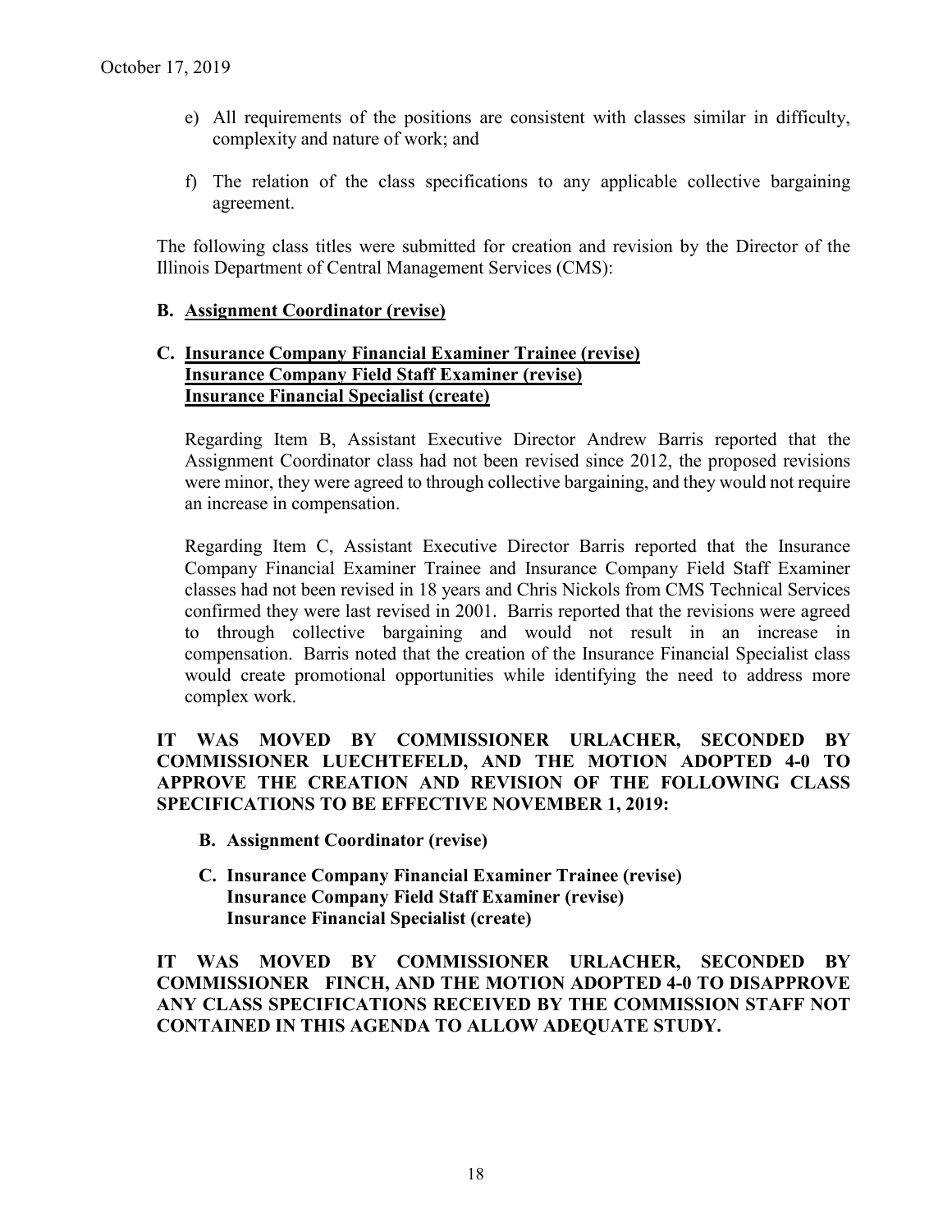e) All requirements of the positions are consistent with classes similar in difficulty, complexity and nature of work; and

f) The relation of the class specifications to any applicable collective bargaining agreement.

The following class titles were submitted for creation and revision by the Director of the Illinois Department of Central Management Services (CMS):

**B. Assignment Coordinator (revise)**

**C. Insurance Company Financial Examiner Trainee (revise)**
**Insurance Company Field Staff Examiner (revise)**
**Insurance Financial Specialist (create)**

Regarding Item B, Assistant Executive Director Andrew Barris reported that the Assignment Coordinator class had not been revised since 2012, the proposed revisions were minor, they were agreed to through collective bargaining, and they would not require an increase in compensation.

Regarding Item C, Assistant Executive Director Barris reported that the Insurance Company Financial Examiner Trainee and Insurance Company Field Staff Examiner classes had not been revised in 18 years and Chris Nickols from CMS Technical Services confirmed they were last revised in 2001. Barris reported that the revisions were agreed to through collective bargaining and would not result in an increase in compensation. Barris noted that the creation of the Insurance Financial Specialist class would create promotional opportunities while identifying the need to address more complex work.

**IT WAS MOVED BY COMMISSIONER URLACHER, SECONDED BY COMMISSIONER LUECHTEFELD, AND THE MOTION ADOPTED 4-0 TO APPROVE THE CREATION AND REVISION OF THE FOLLOWING CLASS SPECIFICATIONS TO BE EFFECTIVE NOVEMBER 1, 2019:**

**B. Assignment Coordinator (revise)**

**C. Insurance Company Financial Examiner Trainee (revise)**
**Insurance Company Field Staff Examiner (revise)**
**Insurance Financial Specialist (create)**

**IT WAS MOVED BY COMMISSIONER URLACHER, SECONDED BY COMMISSIONER FINCH, AND THE MOTION ADOPTED 4-0 TO DISAPPROVE ANY CLASS SPECIFICATIONS RECEIVED BY THE COMMISSION STAFF NOT CONTAINED IN THIS AGENDA TO ALLOW ADEQUATE STUDY.**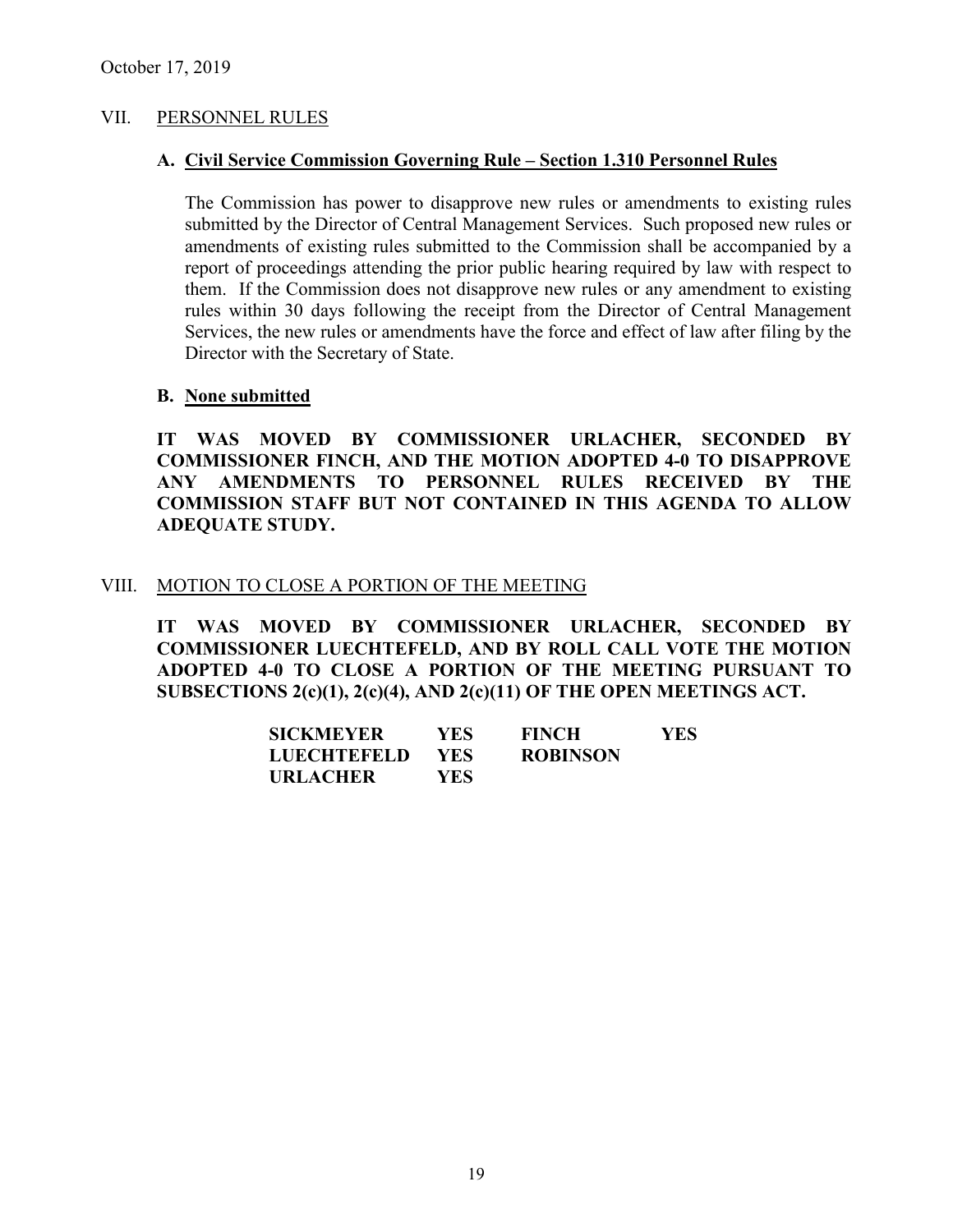October 17, 2019

## VII. PERSONNEL RULES

### A. Civil Service Commission Governing Rule – Section 1.310 Personnel Rules

The Commission has power to disapprove new rules or amendments to existing rules submitted by the Director of Central Management Services. Such proposed new rules or amendments of existing rules submitted to the Commission shall be accompanied by a report of proceedings attending the prior public hearing required by law with respect to them. If the Commission does not disapprove new rules or any amendment to existing rules within 30 days following the receipt from the Director of Central Management Services, the new rules or amendments have the force and effect of law after filing by the Director with the Secretary of State.

### B. None submitted

**IT WAS MOVED BY COMMISSIONER URLACHER, SECONDED BY COMMISSIONER FINCH, AND THE MOTION ADOPTED 4-0 TO DISAPPROVE ANY AMENDMENTS TO PERSONNEL RULES RECEIVED BY THE COMMISSION STAFF BUT NOT CONTAINED IN THIS AGENDA TO ALLOW ADEQUATE STUDY.**

## VIII. MOTION TO CLOSE A PORTION OF THE MEETING

**IT WAS MOVED BY COMMISSIONER URLACHER, SECONDED BY COMMISSIONER LUECHTEFELD, AND BY ROLL CALL VOTE THE MOTION ADOPTED 4-0 TO CLOSE A PORTION OF THE MEETING PURSUANT TO SUBSECTIONS 2(c)(1), 2(c)(4), AND 2(c)(11) OF THE OPEN MEETINGS ACT.**

| | | | |
|---|---|---|---|
| **SICKMEYER** | **YES** | **FINCH** | **YES** |
| **LUECHTEFELD** | **YES** | **ROBINSON** | |
| **URLACHER** | **YES** | | |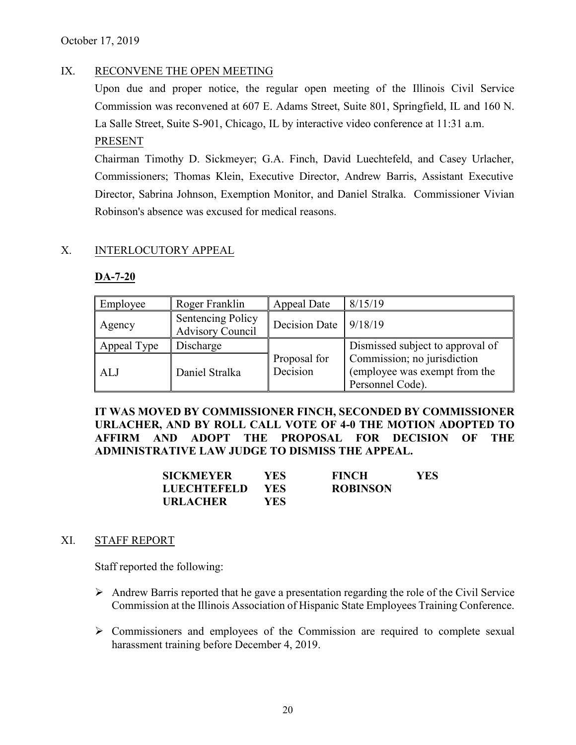October 17, 2019

## IX. RECONVENE THE OPEN MEETING

Upon due and proper notice, the regular open meeting of the Illinois Civil Service Commission was reconvened at 607 E. Adams Street, Suite 801, Springfield, IL and 160 N. La Salle Street, Suite S-901, Chicago, IL by interactive video conference at 11:31 a.m.

PRESENT

Chairman Timothy D. Sickmeyer; G.A. Finch, David Luechtefeld, and Casey Urlacher, Commissioners; Thomas Klein, Executive Director, Andrew Barris, Assistant Executive Director, Sabrina Johnson, Exemption Monitor, and Daniel Stralka. Commissioner Vivian Robinson's absence was excused for medical reasons.

## X. INTERLOCUTORY APPEAL

**DA-7-20**

| Employee | Roger Franklin | Appeal Date | 8/15/19 |
|---|---|---|---|
| Agency | Sentencing Policy Advisory Council | Decision Date | 9/18/19 |
| Appeal Type | Discharge | Proposal for Decision | Dismissed subject to approval of Commission; no jurisdiction (employee was exempt from the Personnel Code). |
| ALJ | Daniel Stralka | | |

**IT WAS MOVED BY COMMISSIONER FINCH, SECONDED BY COMMISSIONER URLACHER, AND BY ROLL CALL VOTE OF 4-0 THE MOTION ADOPTED TO AFFIRM AND ADOPT THE PROPOSAL FOR DECISION OF THE ADMINISTRATIVE LAW JUDGE TO DISMISS THE APPEAL.**

| | | | |
|---|---|---|---|
| **SICKMEYER** | **YES** | **FINCH** | **YES** |
| **LUECHTEFELD** | **YES** | **ROBINSON** | |
| **URLACHER** | **YES** | | |

## XI. STAFF REPORT

Staff reported the following:

- Andrew Barris reported that he gave a presentation regarding the role of the Civil Service Commission at the Illinois Association of Hispanic State Employees Training Conference.
- Commissioners and employees of the Commission are required to complete sexual harassment training before December 4, 2019.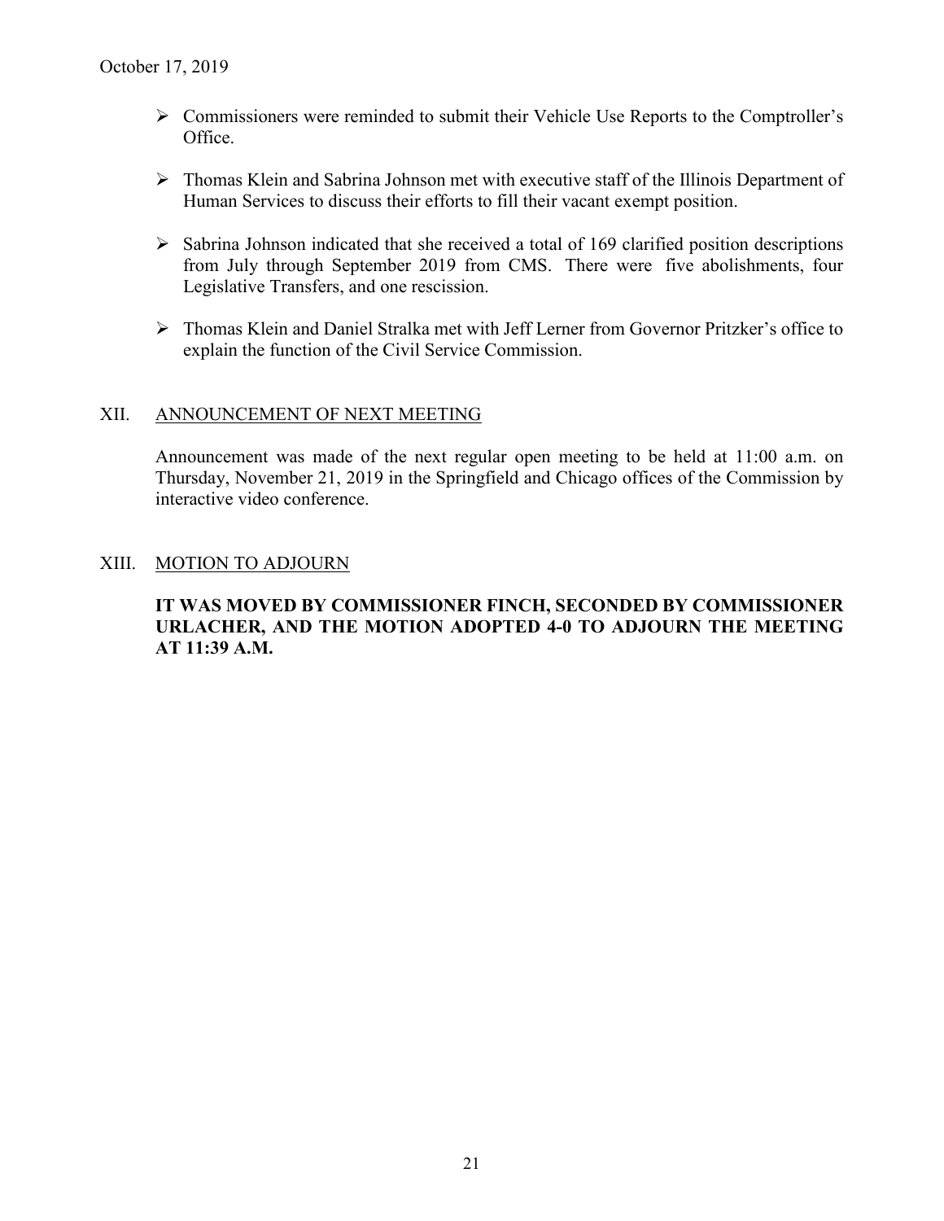- Commissioners were reminded to submit their Vehicle Use Reports to the Comptroller's Office.
- Thomas Klein and Sabrina Johnson met with executive staff of the Illinois Department of Human Services to discuss their efforts to fill their vacant exempt position.
- Sabrina Johnson indicated that she received a total of 169 clarified position descriptions from July through September 2019 from CMS. There were five abolishments, four Legislative Transfers, and one rescission.
- Thomas Klein and Daniel Stralka met with Jeff Lerner from Governor Pritzker's office to explain the function of the Civil Service Commission.

## XII. ANNOUNCEMENT OF NEXT MEETING

Announcement was made of the next regular open meeting to be held at 11:00 a.m. on Thursday, November 21, 2019 in the Springfield and Chicago offices of the Commission by interactive video conference.

## XIII. MOTION TO ADJOURN

**IT WAS MOVED BY COMMISSIONER FINCH, SECONDED BY COMMISSIONER URLACHER, AND THE MOTION ADOPTED 4-0 TO ADJOURN THE MEETING AT 11:39 A.M.**